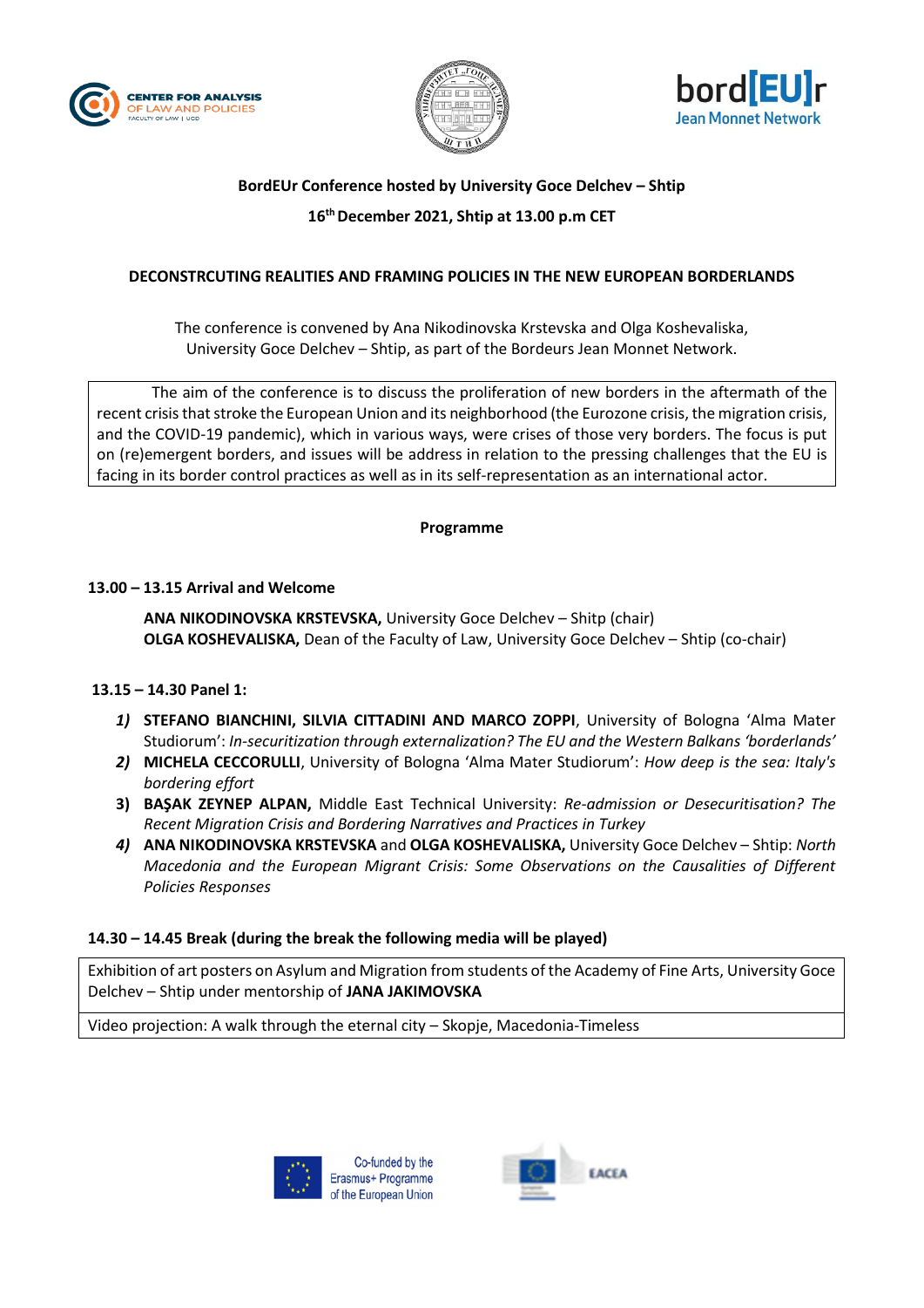**BordEUr Conference hosted by University Goce Delchev – Shtip**

**16th December 2021, Shtip at 13.00 p.m CET**

# DECONSTRCUTING REALITIES AND FRAMING POLICIES IN THE NEW EUROPEAN BORDERLANDS

The conference is convened by Ana Nikodinovska Krstevska and Olga Koshevaliska, University Goce Delchev – Shtip, as part of the Bordeurs Jean Monnet Network.

The aim of the conference is to discuss the proliferation of new borders in the aftermath of the recent crisis that stroke the European Union and its neighborhood (the Eurozone crisis, the migration crisis, and the COVID-19 pandemic), which in various ways, were crises of those very borders. The focus is put on (re)emergent borders, and issues will be address in relation to the pressing challenges that the EU is facing in its border control practices as well as in its self-representation as an international actor.

## Programme

### 13.00 – 13.15 Arrival and Welcome

**ANA NIKODINOVSKA KRSTEVSKA,** University Goce Delchev – Shitp (chair)
**OLGA KOSHEVALISKA,** Dean of the Faculty of Law, University Goce Delchev – Shtip (co-chair)

### 13.15 – 14.30 Panel 1:

1) **STEFANO BIANCHINI, SILVIA CITTADINI AND MARCO ZOPPI**, University of Bologna 'Alma Mater Studiorum': *In-securitization through externalization? The EU and the Western Balkans 'borderlands'*
2) **MICHELA CECCORULLI**, University of Bologna 'Alma Mater Studiorum': *How deep is the sea: Italy's bordering effort*
3) **BAŞAK ZEYNEP ALPAN,** Middle East Technical University: *Re-admission or Desecuritisation? The Recent Migration Crisis and Bordering Narratives and Practices in Turkey*
4) **ANA NIKODINOVSKA KRSTEVSKA** and **OLGA KOSHEVALISKA,** University Goce Delchev – Shtip: *North Macedonia and the European Migrant Crisis: Some Observations on the Causalities of Different Policies Responses*

### 14.30 – 14.45 Break (during the break the following media will be played)

| Exhibition of art posters on Asylum and Migration from students of the Academy of Fine Arts, University Goce Delchev – Shtip under mentorship of **JANA JAKIMOVSKA** |
|---|
| Video projection: A walk through the eternal city – Skopje, Macedonia-Timeless |

Co-funded by the Erasmus+ Programme of the European Union

EACEA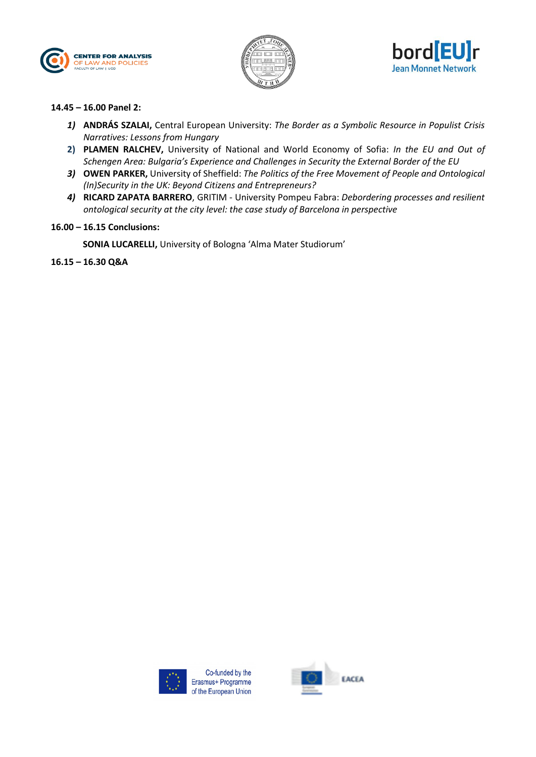**14.45 – 16.00 Panel 2:**

1) **ANDRÁS SZALAI,** Central European University: *The Border as a Symbolic Resource in Populist Crisis Narratives: Lessons from Hungary*
2) **PLAMEN RALCHEV,** University of National and World Economy of Sofia: *In the EU and Out of Schengen Area: Bulgaria's Experience and Challenges in Security the External Border of the EU*
3) **OWEN PARKER,** University of Sheffield: *The Politics of the Free Movement of People and Ontological (In)Security in the UK: Beyond Citizens and Entrepreneurs?*
4) **RICARD ZAPATA BARRERO**, GRITIM - University Pompeu Fabra: *Debordering processes and resilient ontological security at the city level: the case study of Barcelona in perspective*

**16.00 – 16.15 Conclusions:**

**SONIA LUCARELLI,** University of Bologna 'Alma Mater Studiorum'

**16.15 – 16.30 Q&A**